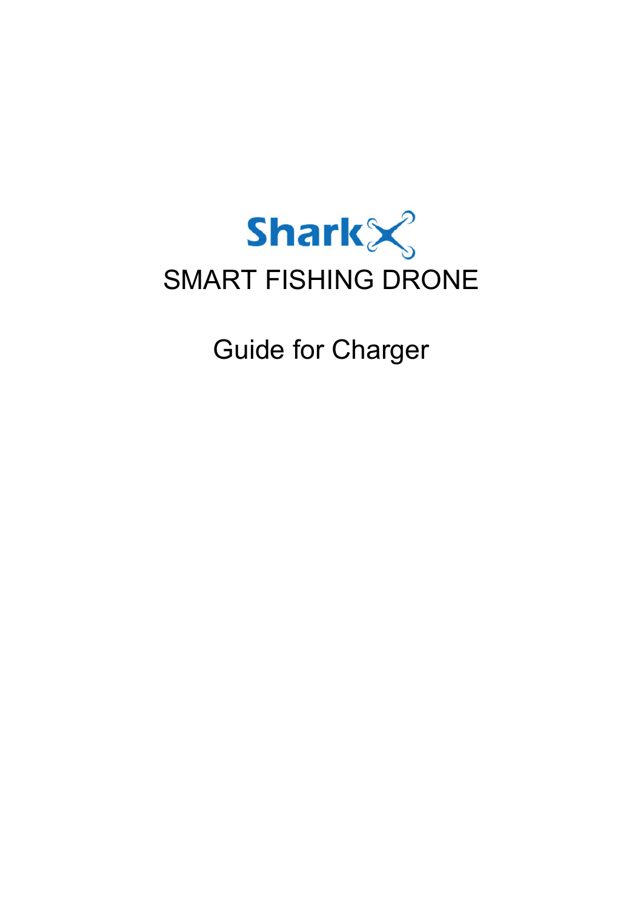# SharkX

# SMART FISHING DRONE

## Guide for Charger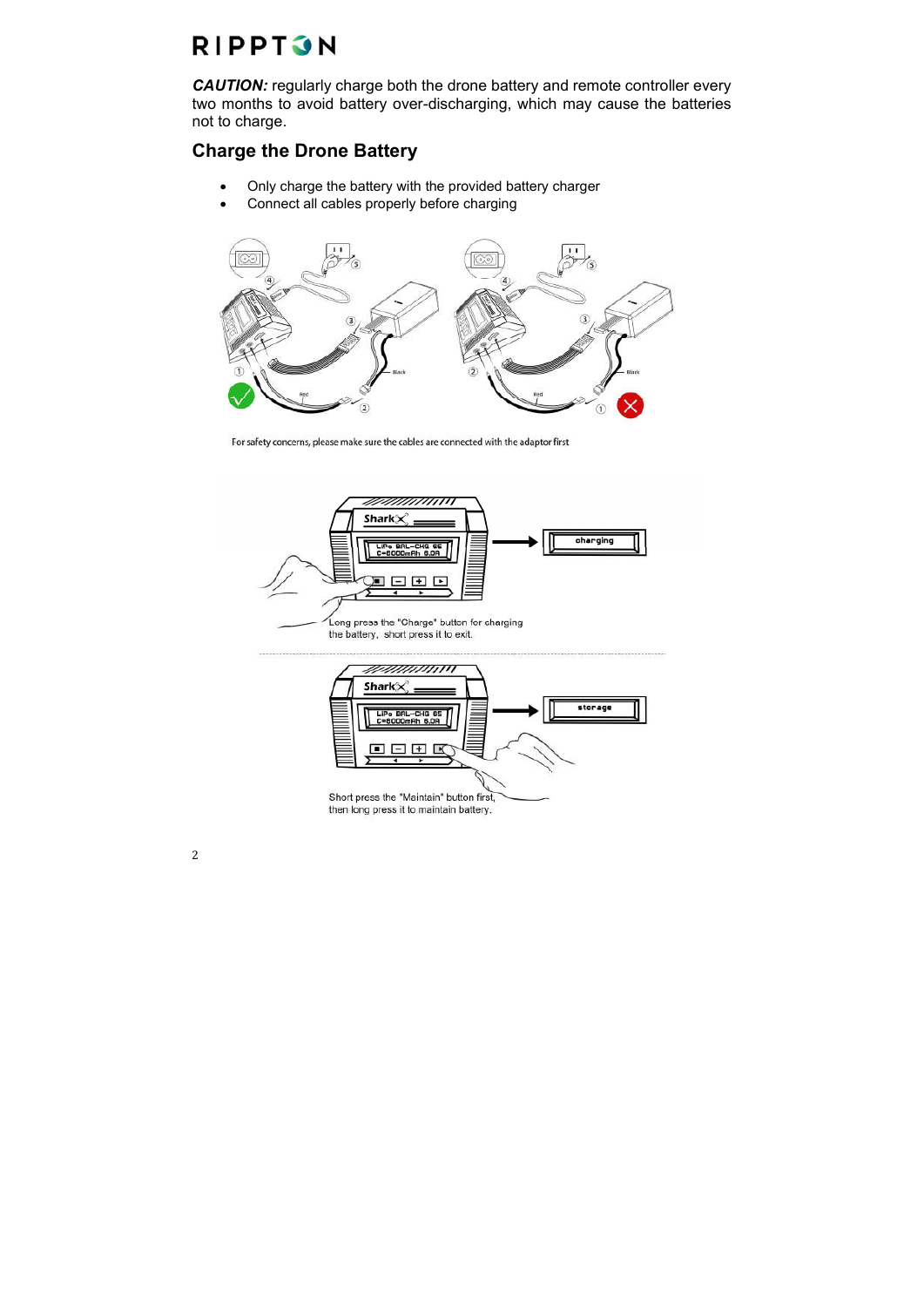***CAUTION:*** regularly charge both the drone battery and remote controller every two months to avoid battery over-discharging, which may cause the batteries not to charge.

## Charge the Drone Battery

- Only charge the battery with the provided battery charger
- Connect all cables properly before charging

For safety concerns, please make sure the cables are connected with the adaptor first

Long press the "Charge" button for charging the battery, short press it to exit.

Short press the "Maintain" button first, then long press it to maintain battery.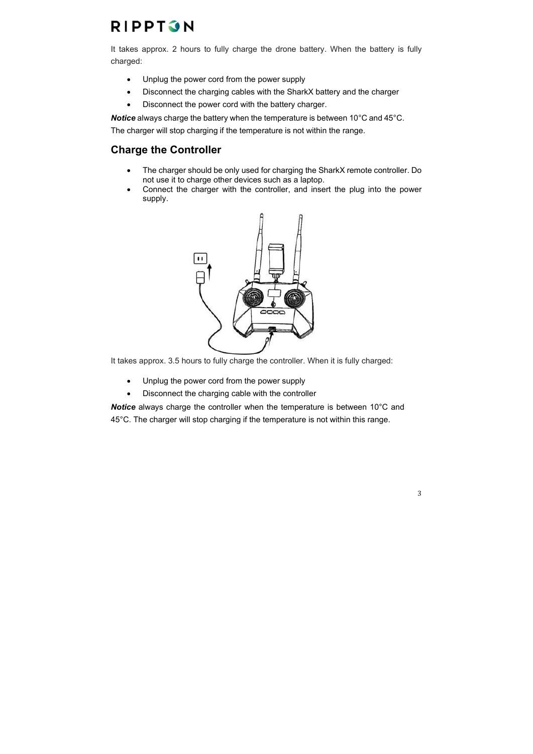It takes approx. 2 hours to fully charge the drone battery. When the battery is fully charged:

- Unplug the power cord from the power supply
- Disconnect the charging cables with the SharkX battery and the charger
- Disconnect the power cord with the battery charger.

***Notice*** always charge the battery when the temperature is between 10°C and 45°C. The charger will stop charging if the temperature is not within the range.

## Charge the Controller

- The charger should be only used for charging the SharkX remote controller. Do not use it to charge other devices such as a laptop.
- Connect the charger with the controller, and insert the plug into the power supply.

It takes approx. 3.5 hours to fully charge the controller. When it is fully charged:

- Unplug the power cord from the power supply
- Disconnect the charging cable with the controller

***Notice*** always charge the controller when the temperature is between 10°C and 45°C. The charger will stop charging if the temperature is not within this range.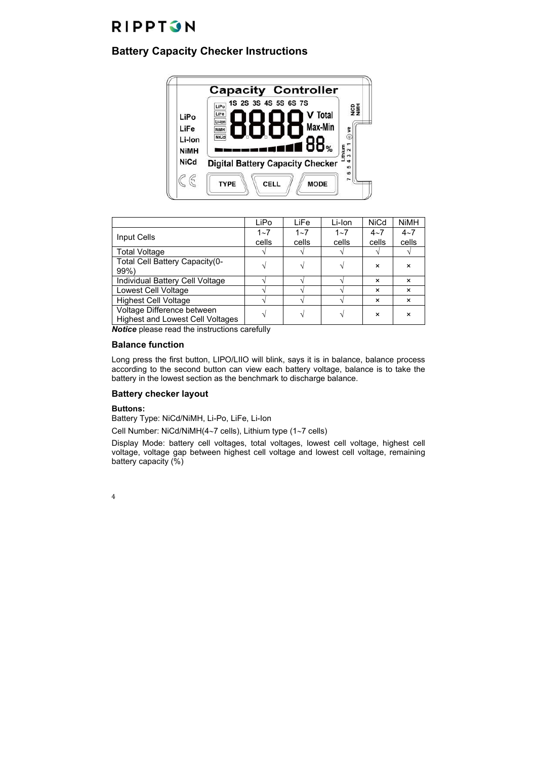**RIPPTON**

## Battery Capacity Checker Instructions

| | LiPo | LiFe | Li-Ion | NiCd | NiMH |
|---|---|---|---|---|---|
| Input Cells | 1~7 cells | 1~7 cells | 1~7 cells | 4~7 cells | 4~7 cells |
| Total Voltage | √ | √ | √ | √ | √ |
| Total Cell Battery Capacity(0-99%) | √ | √ | √ | × | × |
| Individual Battery Cell Voltage | √ | √ | √ | × | × |
| Lowest Cell Voltage | √ | √ | √ | × | × |
| Highest Cell Voltage | √ | √ | √ | × | × |
| Voltage Difference between Highest and Lowest Cell Voltages | √ | √ | √ | × | × |

***Notice*** please read the instructions carefully

### Balance function

Long press the first button, LIPO/LIIO will blink, says it is in balance, balance process according to the second button can view each battery voltage, balance is to take the battery in the lowest section as the benchmark to discharge balance.

### Battery checker layout

**Buttons:**

Battery Type: NiCd/NiMH, Li-Po, LiFe, Li-Ion

Cell Number: NiCd/NiMH(4~7 cells), Lithium type (1~7 cells)

Display Mode: battery cell voltages, total voltages, lowest cell voltage, highest cell voltage, voltage gap between highest cell voltage and lowest cell voltage, remaining battery capacity (%)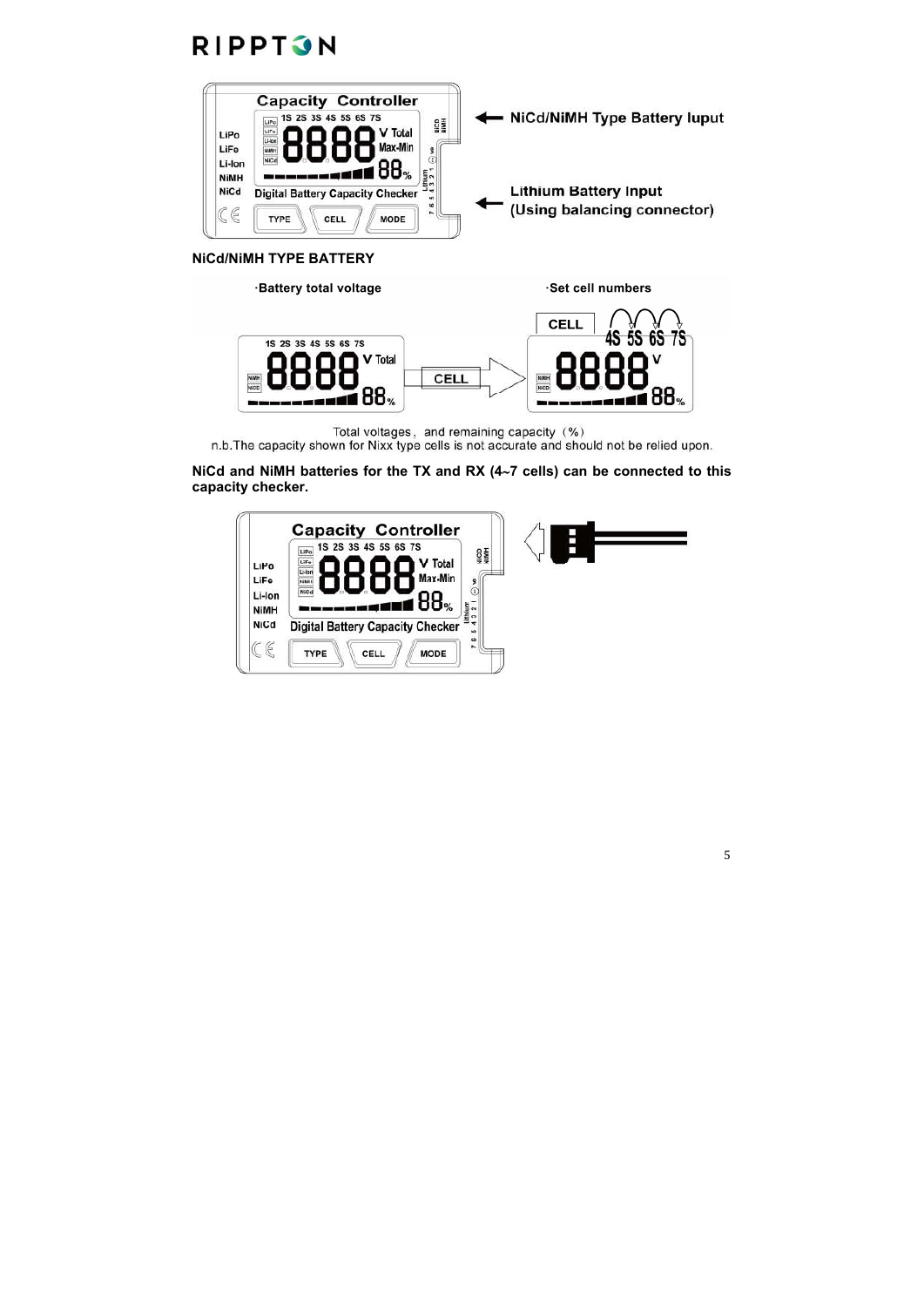← NiCd/NiMH Type Battery luput

← Lithium Battery Input (Using balancing connector)

**NiCd/NiMH TYPE BATTERY**

·Battery total voltage

·Set cell numbers

Total voltages, and remaining capacity (%)

n.b.The capacity shown for Nixx type cells is not accurate and should not be relied upon.

**NiCd and NiMH batteries for the TX and RX (4~7 cells) can be connected to this capacity checker.**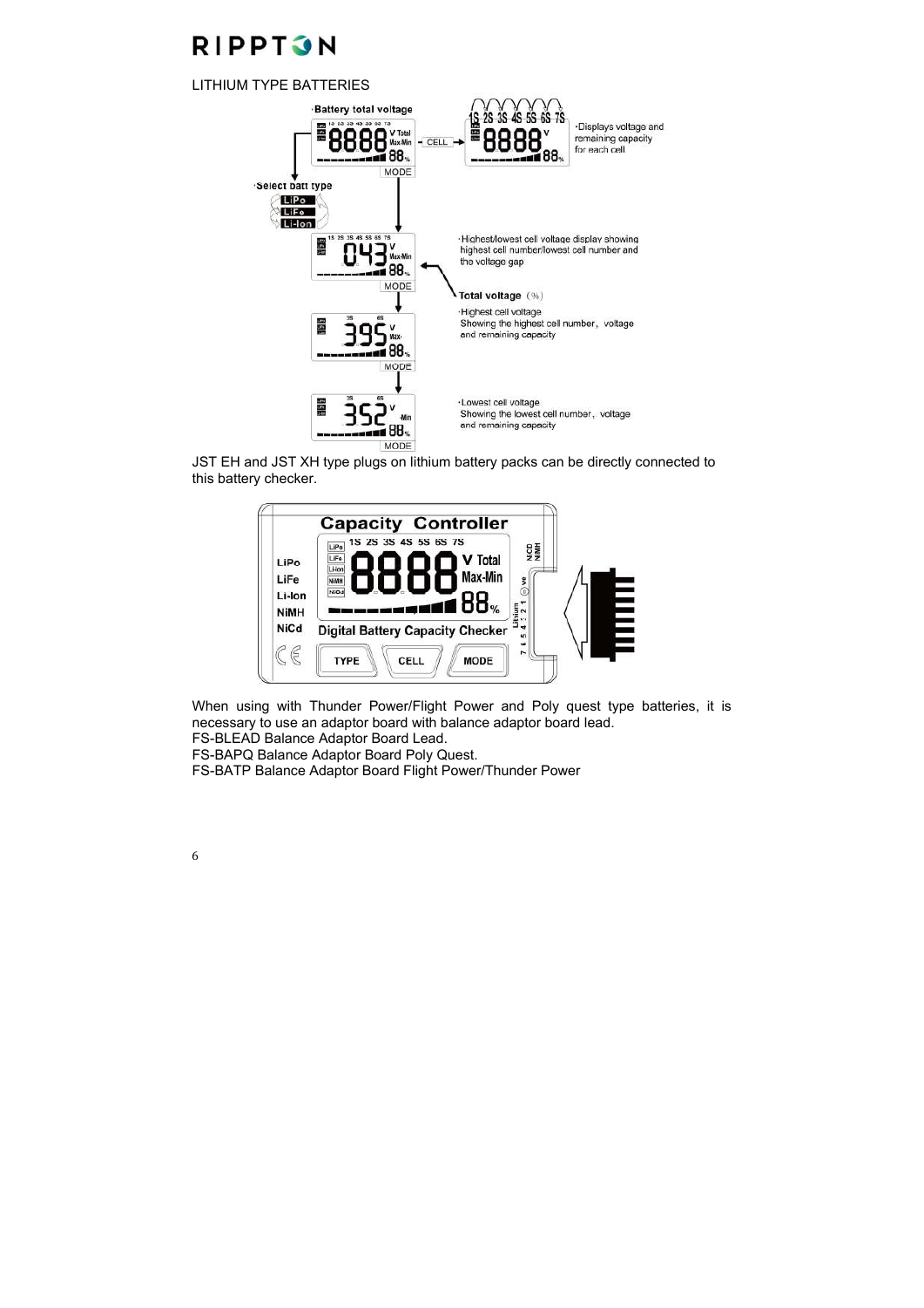LITHIUM TYPE BATTERIES

·Battery total voltage

8888 V Total Max-Min 88%

MODE

CELL

1S 2S 3S 4S 5S 6S 7S

8888 V 88%

·Displays voltage and remaining capacity for each cell

·Select batt type

LiPo

LiFe

Li-Ion

1S 2S 3S 4S 5S 6S 7S

043 V Max-Min 88%

MODE

·Highest/lowest cell voltage display showing highest cell number/lowest cell number and the voltage gap

Total voltage (%)

3S 6S

395 V Max 88%

MODE

·Highest cell voltage
Showing the highest cell number, voltage and remaining capacity

3S 6S

352 V Min 88%

MODE

·Lowest cell voltage
Showing the lowest cell number, voltage and remaining capacity

JST EH and JST XH type plugs on lithium battery packs can be directly connected to this battery checker.

Capacity Controller

1S 2S 3S 4S 5S 6S 7S

LiPo LiFe Li-Ion NiMH NiCd

8888 V Total Max-Min 88%

NiCD NiMH

Digital Battery Capacity Checker

Lithium 7 6 5 4 3 2 1 -ve

TYPE CELL MODE

When using with Thunder Power/Flight Power and Poly quest type batteries, it is necessary to use an adaptor board with balance adaptor board lead.

FS-BLEAD Balance Adaptor Board Lead.

FS-BAPQ Balance Adaptor Board Poly Quest.

FS-BATP Balance Adaptor Board Flight Power/Thunder Power